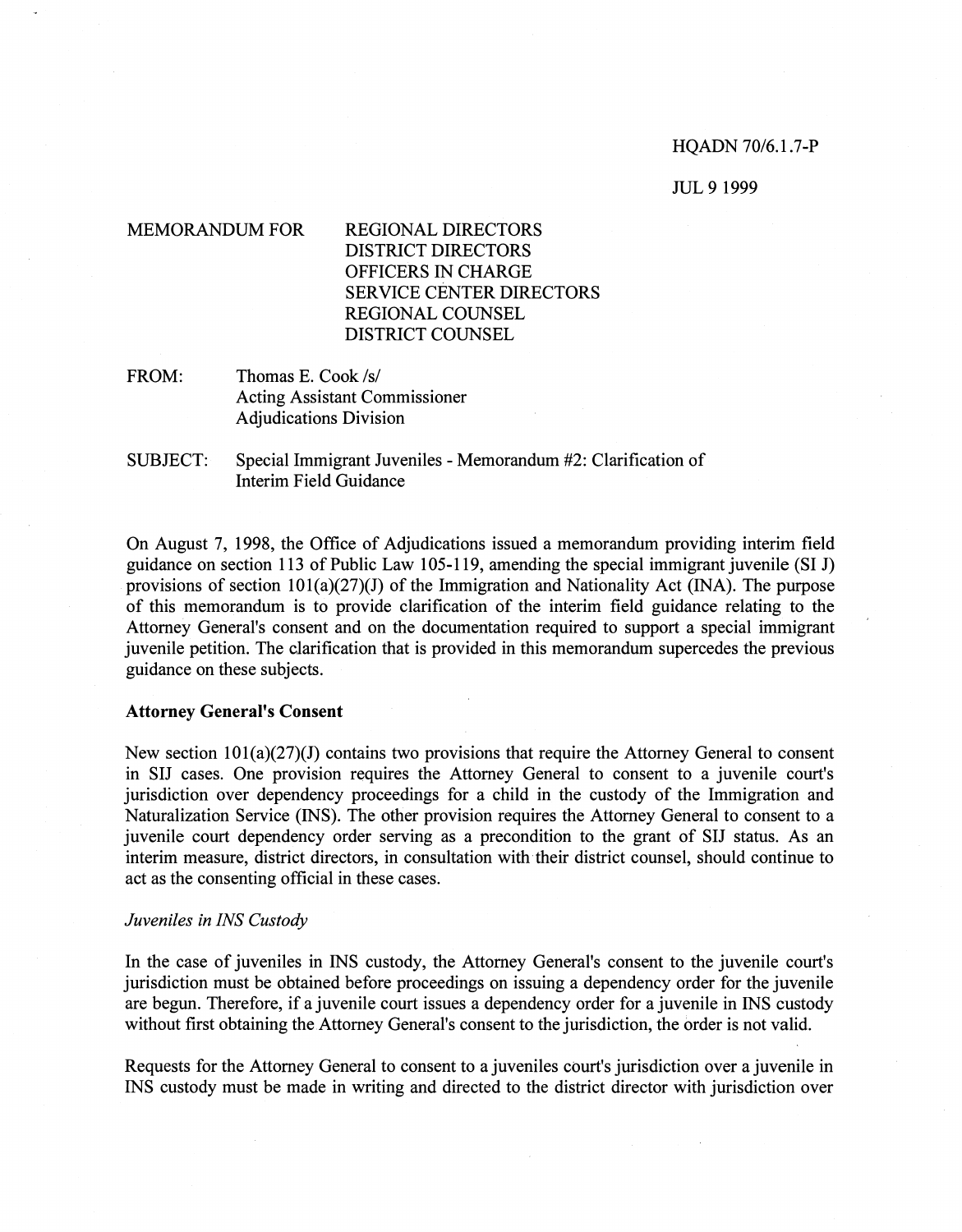HQADN 70/6.1.7-P

JUL 9 1999

MEMORANDUM FOR REGIONAL DIRECTORS
DISTRICT DIRECTORS
OFFICERS IN CHARGE
SERVICE CENTER DIRECTORS
REGIONAL COUNSEL
DISTRICT COUNSEL

FROM: Thomas E. Cook /s/
Acting Assistant Commissioner
Adjudications Division

SUBJECT: Special Immigrant Juveniles - Memorandum #2: Clarification of Interim Field Guidance

On August 7, 1998, the Office of Adjudications issued a memorandum providing interim field guidance on section 113 of Public Law 105-119, amending the special immigrant juvenile (SI J) provisions of section 101(a)(27)(J) of the Immigration and Nationality Act (INA). The purpose of this memorandum is to provide clarification of the interim field guidance relating to the Attorney General's consent and on the documentation required to support a special immigrant juvenile petition. The clarification that is provided in this memorandum supercedes the previous guidance on these subjects.

**Attorney General's Consent**

New section 101(a)(27)(J) contains two provisions that require the Attorney General to consent in SIJ cases. One provision requires the Attorney General to consent to a juvenile court's jurisdiction over dependency proceedings for a child in the custody of the Immigration and Naturalization Service (INS). The other provision requires the Attorney General to consent to a juvenile court dependency order serving as a precondition to the grant of SIJ status. As an interim measure, district directors, in consultation with their district counsel, should continue to act as the consenting official in these cases.

*Juveniles in INS Custody*

In the case of juveniles in INS custody, the Attorney General's consent to the juvenile court's jurisdiction must be obtained before proceedings on issuing a dependency order for the juvenile are begun. Therefore, if a juvenile court issues a dependency order for a juvenile in INS custody without first obtaining the Attorney General's consent to the jurisdiction, the order is not valid.

Requests for the Attorney General to consent to a juveniles court's jurisdiction over a juvenile in INS custody must be made in writing and directed to the district director with jurisdiction over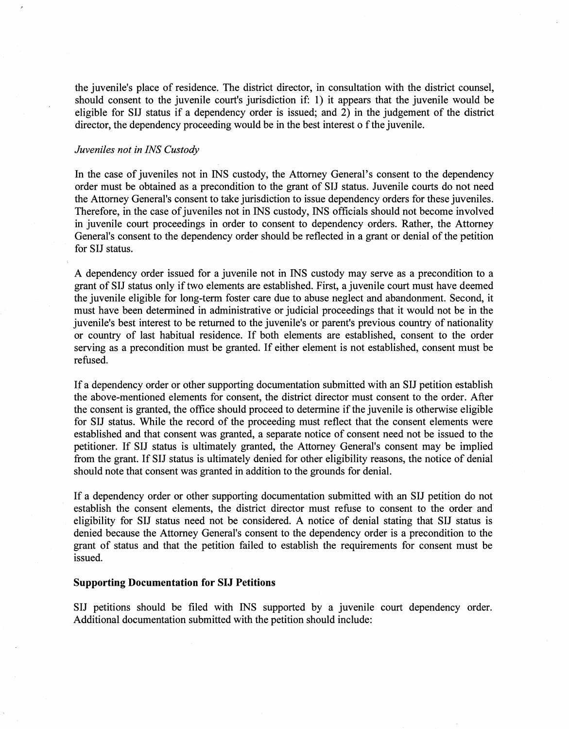the juvenile's place of residence. The district director, in consultation with the district counsel, should consent to the juvenile court's jurisdiction if: 1) it appears that the juvenile would be eligible for SIJ status if a dependency order is issued; and 2) in the judgement of the district director, the dependency proceeding would be in the best interest o f the juvenile.

*Juveniles not in INS Custody*

In the case of juveniles not in INS custody, the Attorney General's consent to the dependency order must be obtained as a precondition to the grant of SIJ status. Juvenile courts do not need the Attorney General's consent to take jurisdiction to issue dependency orders for these juveniles. Therefore, in the case of juveniles not in INS custody, INS officials should not become involved in juvenile court proceedings in order to consent to dependency orders. Rather, the Attorney General's consent to the dependency order should be reflected in a grant or denial of the petition for SIJ status.

A dependency order issued for a juvenile not in INS custody may serve as a precondition to a grant of SIJ status only if two elements are established. First, a juvenile court must have deemed the juvenile eligible for long-term foster care due to abuse neglect and abandonment. Second, it must have been determined in administrative or judicial proceedings that it would not be in the juvenile's best interest to be returned to the juvenile's or parent's previous country of nationality or country of last habitual residence. If both elements are established, consent to the order serving as a precondition must be granted. If either element is not established, consent must be refused.

If a dependency order or other supporting documentation submitted with an SIJ petition establish the above-mentioned elements for consent, the district director must consent to the order. After the consent is granted, the office should proceed to determine if the juvenile is otherwise eligible for SIJ status. While the record of the proceeding must reflect that the consent elements were established and that consent was granted, a separate notice of consent need not be issued to the petitioner. If SIJ status is ultimately granted, the Attorney General's consent may be implied from the grant. If SIJ status is ultimately denied for other eligibility reasons, the notice of denial should note that consent was granted in addition to the grounds for denial.

If a dependency order or other supporting documentation submitted with an SIJ petition do not establish the consent elements, the district director must refuse to consent to the order and eligibility for SIJ status need not be considered. A notice of denial stating that SIJ status is denied because the Attorney General's consent to the dependency order is a precondition to the grant of status and that the petition failed to establish the requirements for consent must be issued.

**Supporting Documentation for SIJ Petitions**

SIJ petitions should be filed with INS supported by a juvenile court dependency order. Additional documentation submitted with the petition should include: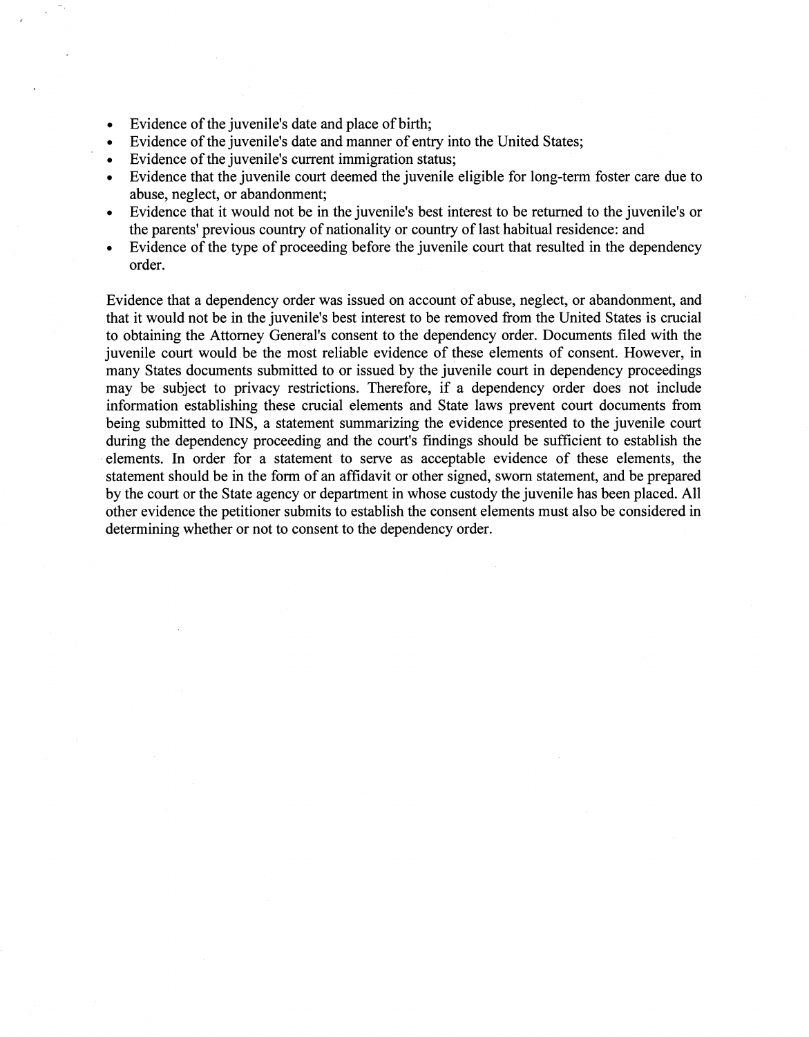- Evidence of the juvenile's date and place of birth;
- Evidence of the juvenile's date and manner of entry into the United States;
- Evidence of the juvenile's current immigration status;
- Evidence that the juvenile court deemed the juvenile eligible for long-term foster care due to abuse, neglect, or abandonment;
- Evidence that it would not be in the juvenile's best interest to be returned to the juvenile's or the parents' previous country of nationality or country of last habitual residence: and
- Evidence of the type of proceeding before the juvenile court that resulted in the dependency order.

Evidence that a dependency order was issued on account of abuse, neglect, or abandonment, and that it would not be in the juvenile's best interest to be removed from the United States is crucial to obtaining the Attorney General's consent to the dependency order. Documents filed with the juvenile court would be the most reliable evidence of these elements of consent. However, in many States documents submitted to or issued by the juvenile court in dependency proceedings may be subject to privacy restrictions. Therefore, if a dependency order does not include information establishing these crucial elements and State laws prevent court documents from being submitted to INS, a statement summarizing the evidence presented to the juvenile court during the dependency proceeding and the court's findings should be sufficient to establish the elements. In order for a statement to serve as acceptable evidence of these elements, the statement should be in the form of an affidavit or other signed, sworn statement, and be prepared by the court or the State agency or department in whose custody the juvenile has been placed. All other evidence the petitioner submits to establish the consent elements must also be considered in determining whether or not to consent to the dependency order.